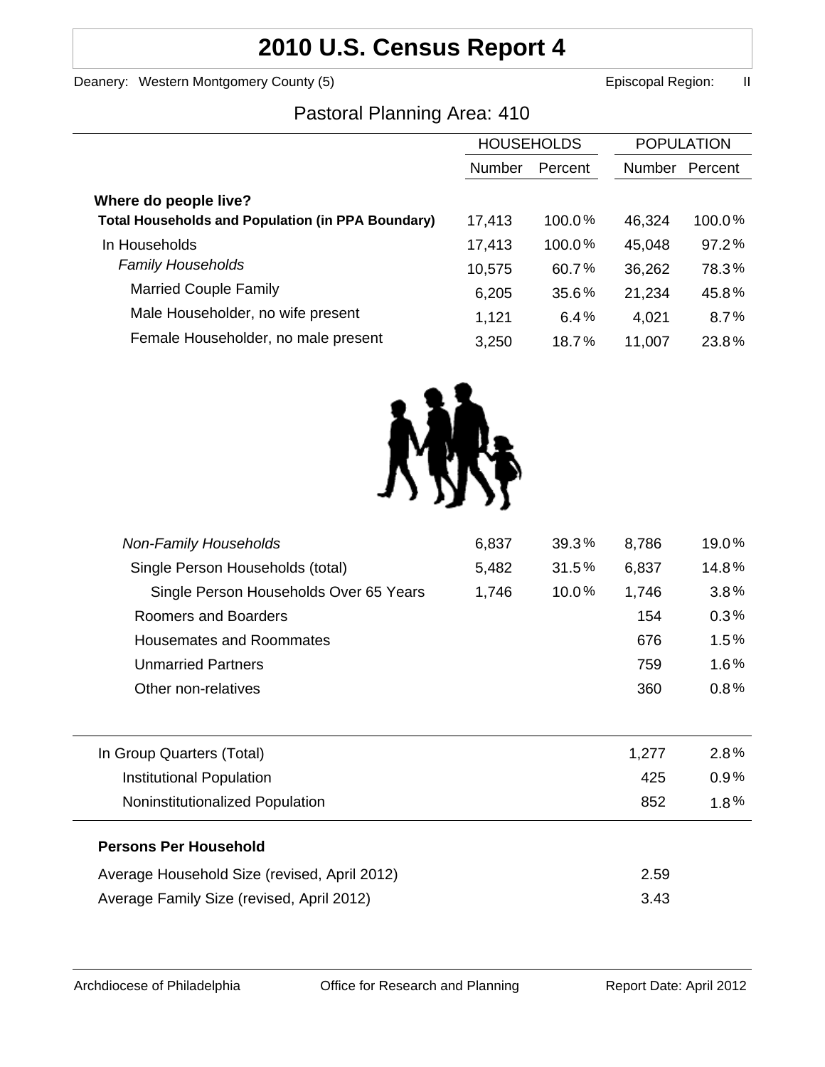# 2010 U.S. Census Report 4

Deanery: Western Montgomery County (5) Episcopal Region: II

## Pastoral Planning Area: 410

| | HOUSEHOLDS | | POPULATION | |
|---|---|---|---|---|
| | Number | Percent | Number | Percent |
| **Where do people live?** | | | | |
| **Total Households and Population (in PPA Boundary)** | 17,413 | 100.0% | 46,324 | 100.0% |
| In Households | 17,413 | 100.0% | 45,048 | 97.2% |
| *Family Households* | 10,575 | 60.7% | 36,262 | 78.3% |
| Married Couple Family | 6,205 | 35.6% | 21,234 | 45.8% |
| Male Householder, no wife present | 1,121 | 6.4% | 4,021 | 8.7% |
| Female Householder, no male present | 3,250 | 18.7% | 11,007 | 23.8% |
| *Non-Family Households* | 6,837 | 39.3% | 8,786 | 19.0% |
| Single Person Households (total) | 5,482 | 31.5% | 6,837 | 14.8% |
| Single Person Households Over 65 Years | 1,746 | 10.0% | 1,746 | 3.8% |
| Roomers and Boarders | | | 154 | 0.3% |
| Housemates and Roommates | | | 676 | 1.5% |
| Unmarried Partners | | | 759 | 1.6% |
| Other non-relatives | | | 360 | 0.8% |
| In Group Quarters (Total) | | | 1,277 | 2.8% |
| Institutional Population | | | 425 | 0.9% |
| Noninstitutionalized Population | | | 852 | 1.8% |

**Persons Per Household**

| | |
|---|---|
| Average Household Size (revised, April 2012) | 2.59 |
| Average Family Size (revised, April 2012) | 3.43 |

Archdiocese of Philadelphia Office for Research and Planning Report Date: April 2012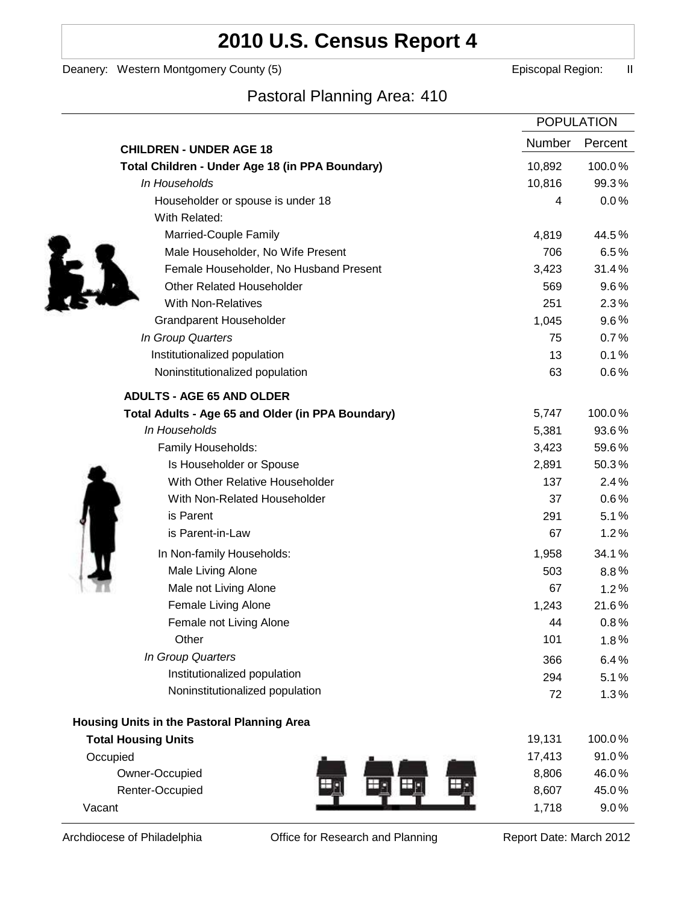# 2010 U.S. Census Report 4

Deanery: Western Montgomery County (5) Episcopal Region: II

## Pastoral Planning Area: 410

| | POPULATION | |
|---|---|---|
| **CHILDREN - UNDER AGE 18** | Number | Percent |
| **Total Children - Under Age 18 (in PPA Boundary)** | 10,892 | 100.0% |
| *In Households* | 10,816 | 99.3% |
| Householder or spouse is under 18 | 4 | 0.0% |
| With Related: | | |
| Married-Couple Family | 4,819 | 44.5% |
| Male Householder, No Wife Present | 706 | 6.5% |
| Female Householder, No Husband Present | 3,423 | 31.4% |
| Other Related Householder | 569 | 9.6% |
| With Non-Relatives | 251 | 2.3% |
| Grandparent Householder | 1,045 | 9.6% |
| *In Group Quarters* | 75 | 0.7% |
| Institutionalized population | 13 | 0.1% |
| Noninstitutionalized population | 63 | 0.6% |
| **ADULTS - AGE 65 AND OLDER** | | |
| **Total Adults - Age 65 and Older (in PPA Boundary)** | 5,747 | 100.0% |
| *In Households* | 5,381 | 93.6% |
| Family Households: | 3,423 | 59.6% |
| Is Householder or Spouse | 2,891 | 50.3% |
| With Other Relative Householder | 137 | 2.4% |
| With Non-Related Householder | 37 | 0.6% |
| is Parent | 291 | 5.1% |
| is Parent-in-Law | 67 | 1.2% |
| In Non-family Households: | 1,958 | 34.1% |
| Male Living Alone | 503 | 8.8% |
| Male not Living Alone | 67 | 1.2% |
| Female Living Alone | 1,243 | 21.6% |
| Female not Living Alone | 44 | 0.8% |
| Other | 101 | 1.8% |
| *In Group Quarters* | 366 | 6.4% |
| Institutionalized population | 294 | 5.1% |
| Noninstitutionalized population | 72 | 1.3% |
| **Housing Units in the Pastoral Planning Area** | | |
| **Total Housing Units** | 19,131 | 100.0% |
| Occupied | 17,413 | 91.0% |
| Owner-Occupied | 8,806 | 46.0% |
| Renter-Occupied | 8,607 | 45.0% |
| Vacant | 1,718 | 9.0% |

Archdiocese of Philadelphia Office for Research and Planning Report Date: March 2012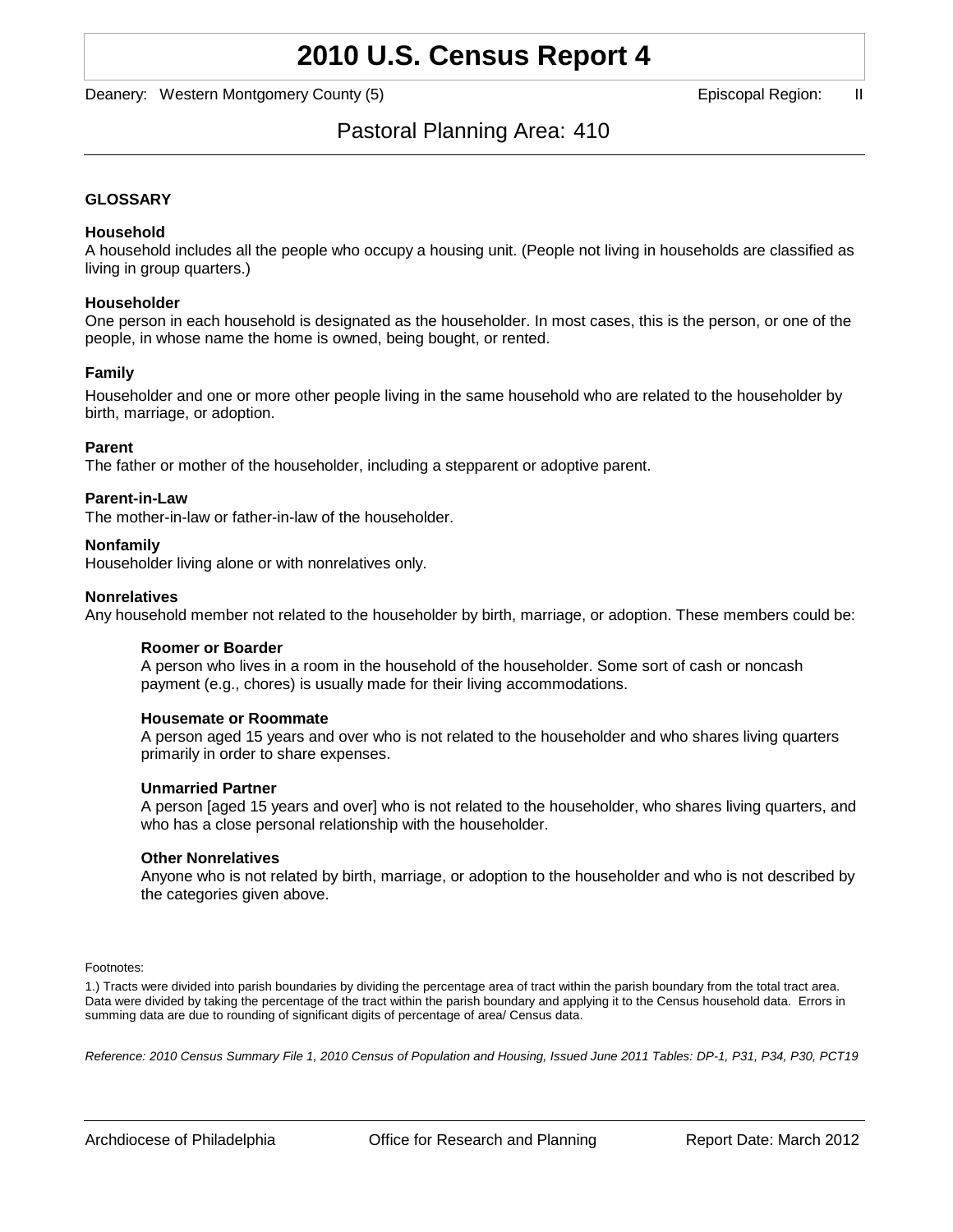# 2010 U.S. Census Report 4

Deanery: Western Montgomery County (5) Episcopal Region: II

## Pastoral Planning Area: 410

**GLOSSARY**

**Household**
A household includes all the people who occupy a housing unit. (People not living in households are classified as living in group quarters.)

**Householder**
One person in each household is designated as the householder. In most cases, this is the person, or one of the people, in whose name the home is owned, being bought, or rented.

**Family**
Householder and one or more other people living in the same household who are related to the householder by birth, marriage, or adoption.

**Parent**
The father or mother of the householder, including a stepparent or adoptive parent.

**Parent-in-Law**
The mother-in-law or father-in-law of the householder.

**Nonfamily**
Householder living alone or with nonrelatives only.

**Nonrelatives**
Any household member not related to the householder by birth, marriage, or adoption. These members could be:

> **Roomer or Boarder**
> A person who lives in a room in the household of the householder. Some sort of cash or noncash payment (e.g., chores) is usually made for their living accommodations.
>
> **Housemate or Roommate**
> A person aged 15 years and over who is not related to the householder and who shares living quarters primarily in order to share expenses.
>
> **Unmarried Partner**
> A person [aged 15 years and over] who is not related to the householder, who shares living quarters, and who has a close personal relationship with the householder.
>
> **Other Nonrelatives**
> Anyone who is not related by birth, marriage, or adoption to the householder and who is not described by the categories given above.

Footnotes:

1.) Tracts were divided into parish boundaries by dividing the percentage area of tract within the parish boundary from the total tract area. Data were divided by taking the percentage of the tract within the parish boundary and applying it to the Census household data. Errors in summing data are due to rounding of significant digits of percentage of area/ Census data.

*Reference: 2010 Census Summary File 1, 2010 Census of Population and Housing, Issued June 2011 Tables: DP-1, P31, P34, P30, PCT19*

Archdiocese of Philadelphia Office for Research and Planning Report Date: March 2012